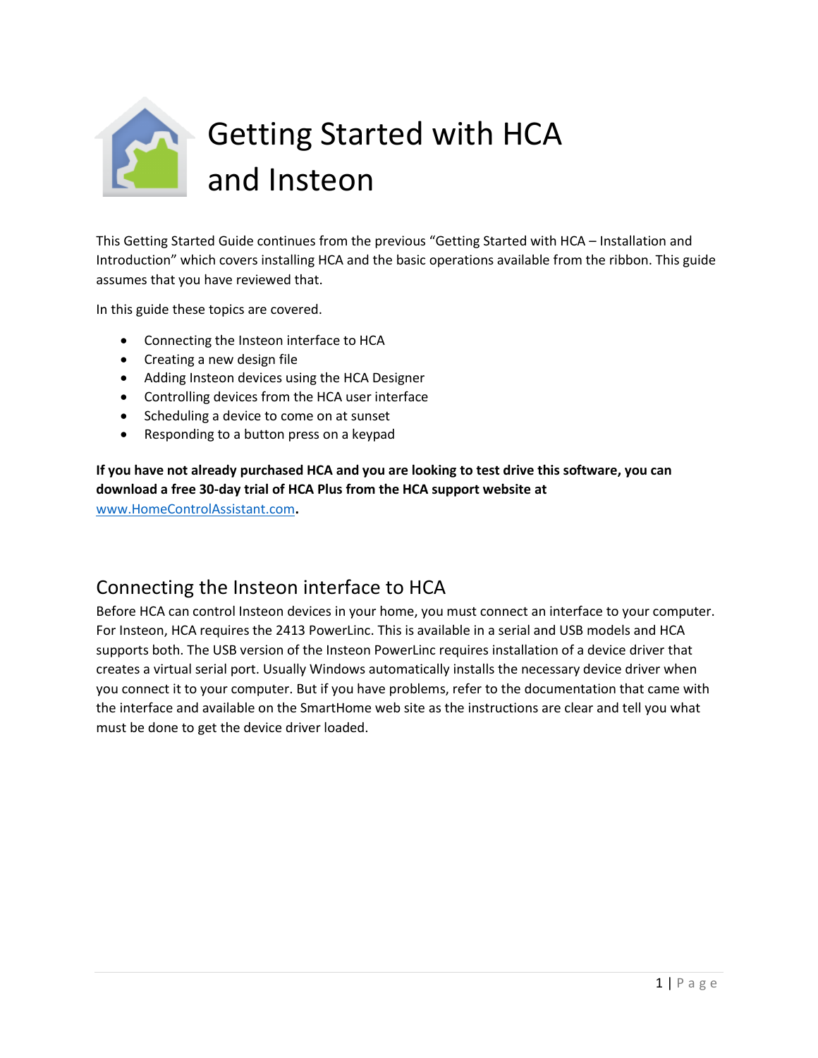# Getting Started with HCA and Insteon

This Getting Started Guide continues from the previous "Getting Started with HCA – Installation and Introduction" which covers installing HCA and the basic operations available from the ribbon. This guide assumes that you have reviewed that.

In this guide these topics are covered.

- Connecting the Insteon interface to HCA
- Creating a new design file
- Adding Insteon devices using the HCA Designer
- Controlling devices from the HCA user interface
- Scheduling a device to come on at sunset
- Responding to a button press on a keypad

**If you have not already purchased HCA and you are looking to test drive this software, you can download a free 30-day trial of HCA Plus from the HCA support website at** [www.HomeControlAssistant.com](www.HomeControlAssistant.com)**.**

## Connecting the Insteon interface to HCA

Before HCA can control Insteon devices in your home, you must connect an interface to your computer. For Insteon, HCA requires the 2413 PowerLinc. This is available in a serial and USB models and HCA supports both. The USB version of the Insteon PowerLinc requires installation of a device driver that creates a virtual serial port. Usually Windows automatically installs the necessary device driver when you connect it to your computer. But if you have problems, refer to the documentation that came with the interface and available on the SmartHome web site as the instructions are clear and tell you what must be done to get the device driver loaded.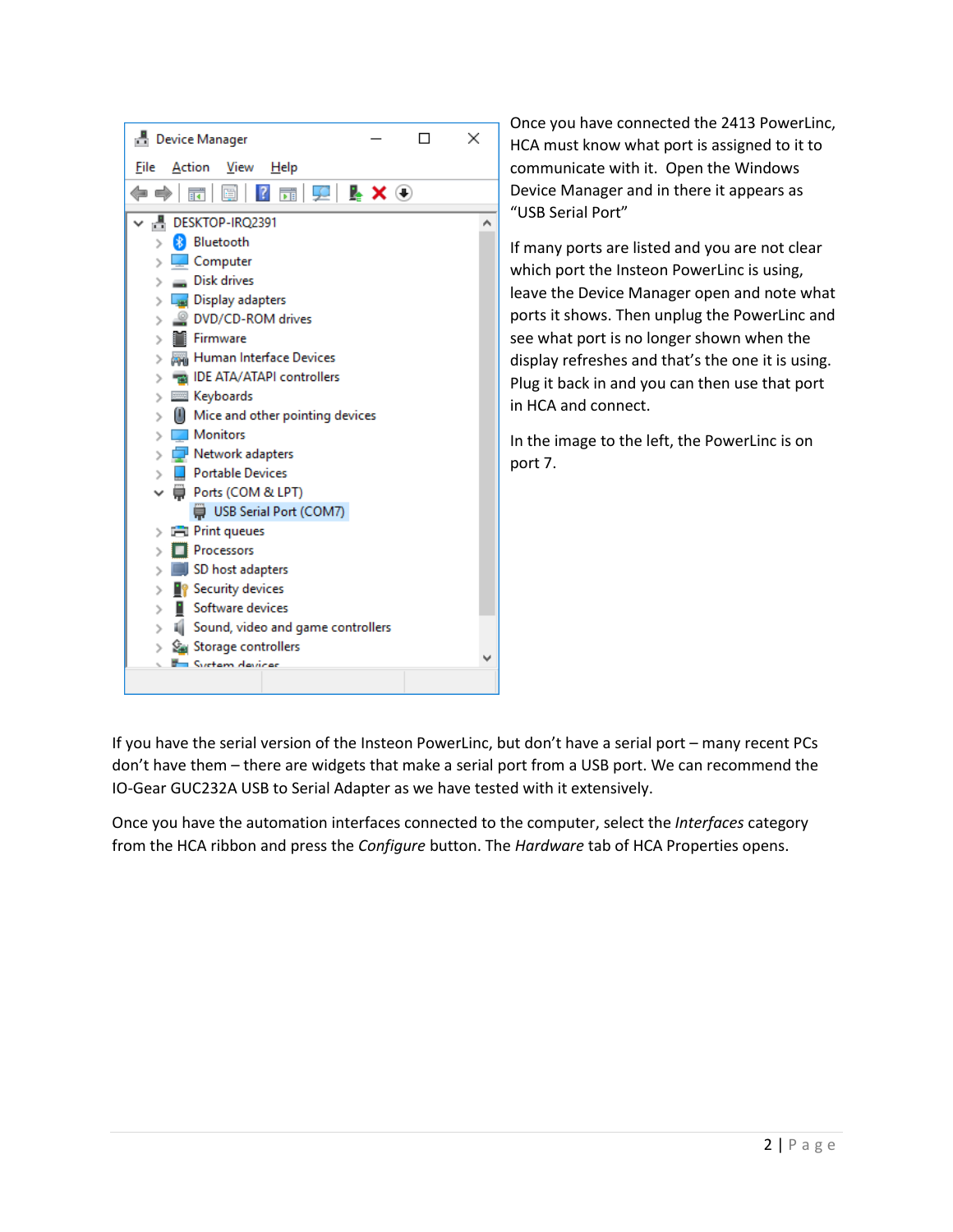Once you have connected the 2413 PowerLinc, HCA must know what port is assigned to it to communicate with it. Open the Windows Device Manager and in there it appears as "USB Serial Port"

If many ports are listed and you are not clear which port the Insteon PowerLinc is using, leave the Device Manager open and note what ports it shows. Then unplug the PowerLinc and see what port is no longer shown when the display refreshes and that's the one it is using. Plug it back in and you can then use that port in HCA and connect.

In the image to the left, the PowerLinc is on port 7.

If you have the serial version of the Insteon PowerLinc, but don't have a serial port – many recent PCs don't have them – there are widgets that make a serial port from a USB port. We can recommend the IO-Gear GUC232A USB to Serial Adapter as we have tested with it extensively.

Once you have the automation interfaces connected to the computer, select the *Interfaces* category from the HCA ribbon and press the *Configure* button. The *Hardware* tab of HCA Properties opens.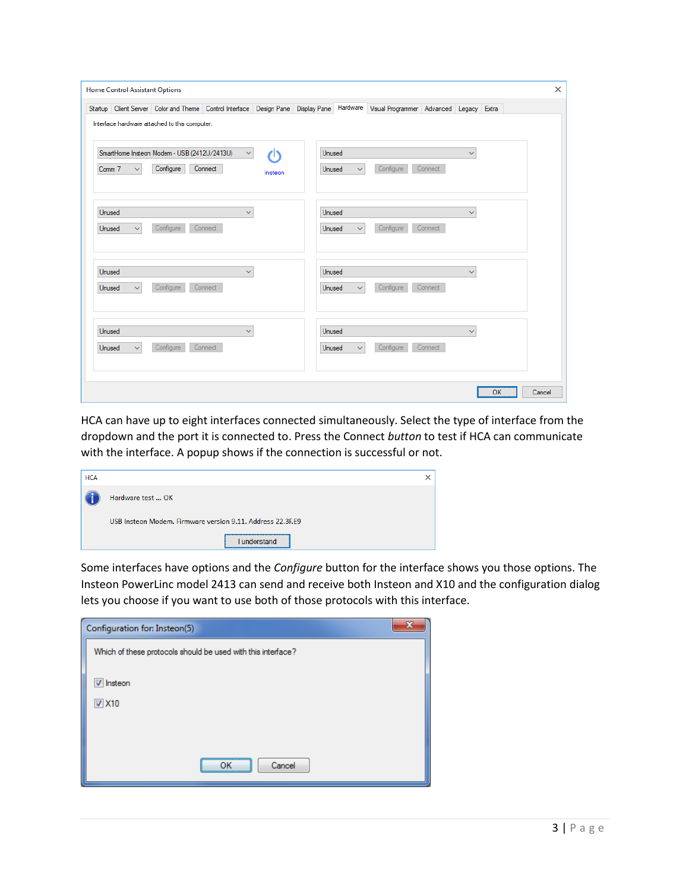HCA can have up to eight interfaces connected simultaneously. Select the type of interface from the dropdown and the port it is connected to. Press the Connect *button* to test if HCA can communicate with the interface. A popup shows if the connection is successful or not.

Some interfaces have options and the *Configure* button for the interface shows you those options. The Insteon PowerLinc model 2413 can send and receive both Insteon and X10 and the configuration dialog lets you choose if you want to use both of those protocols with this interface.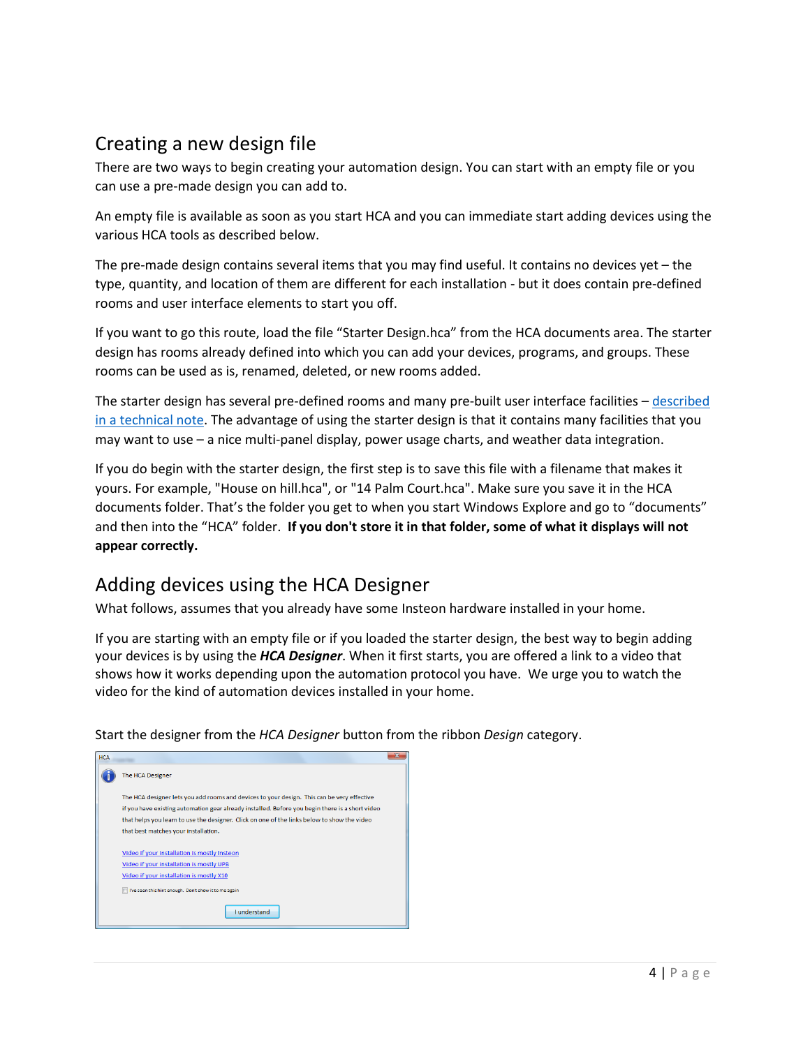## Creating a new design file

There are two ways to begin creating your automation design. You can start with an empty file or you can use a pre-made design you can add to.

An empty file is available as soon as you start HCA and you can immediate start adding devices using the various HCA tools as described below.

The pre-made design contains several items that you may find useful. It contains no devices yet – the type, quantity, and location of them are different for each installation - but it does contain pre-defined rooms and user interface elements to start you off.

If you want to go this route, load the file "Starter Design.hca" from the HCA documents area. The starter design has rooms already defined into which you can add your devices, programs, and groups. These rooms can be used as is, renamed, deleted, or new rooms added.

The starter design has several pre-defined rooms and many pre-built user interface facilities – described in a technical note. The advantage of using the starter design is that it contains many facilities that you may want to use – a nice multi-panel display, power usage charts, and weather data integration.

If you do begin with the starter design, the first step is to save this file with a filename that makes it yours. For example, "House on hill.hca", or "14 Palm Court.hca". Make sure you save it in the HCA documents folder. That's the folder you get to when you start Windows Explore and go to "documents" and then into the "HCA" folder. **If you don't store it in that folder, some of what it displays will not appear correctly.**

## Adding devices using the HCA Designer

What follows, assumes that you already have some Insteon hardware installed in your home.

If you are starting with an empty file or if you loaded the starter design, the best way to begin adding your devices is by using the ***HCA Designer***. When it first starts, you are offered a link to a video that shows how it works depending upon the automation protocol you have. We urge you to watch the video for the kind of automation devices installed in your home.

Start the designer from the *HCA Designer* button from the ribbon *Design* category.

HCA

The HCA Designer

The HCA designer lets you add rooms and devices to your design. This can be very effective if you have existing automation gear already installed. Before you begin there is a short video that helps you learn to use the designer. Click on one of the links below to show the video that best matches your installation.

Video if your installation is mostly Insteon
Video if your installation is mostly UPB
Video if your installation is mostly X10

I've seen this hint enough. Don't show it to me again

I understand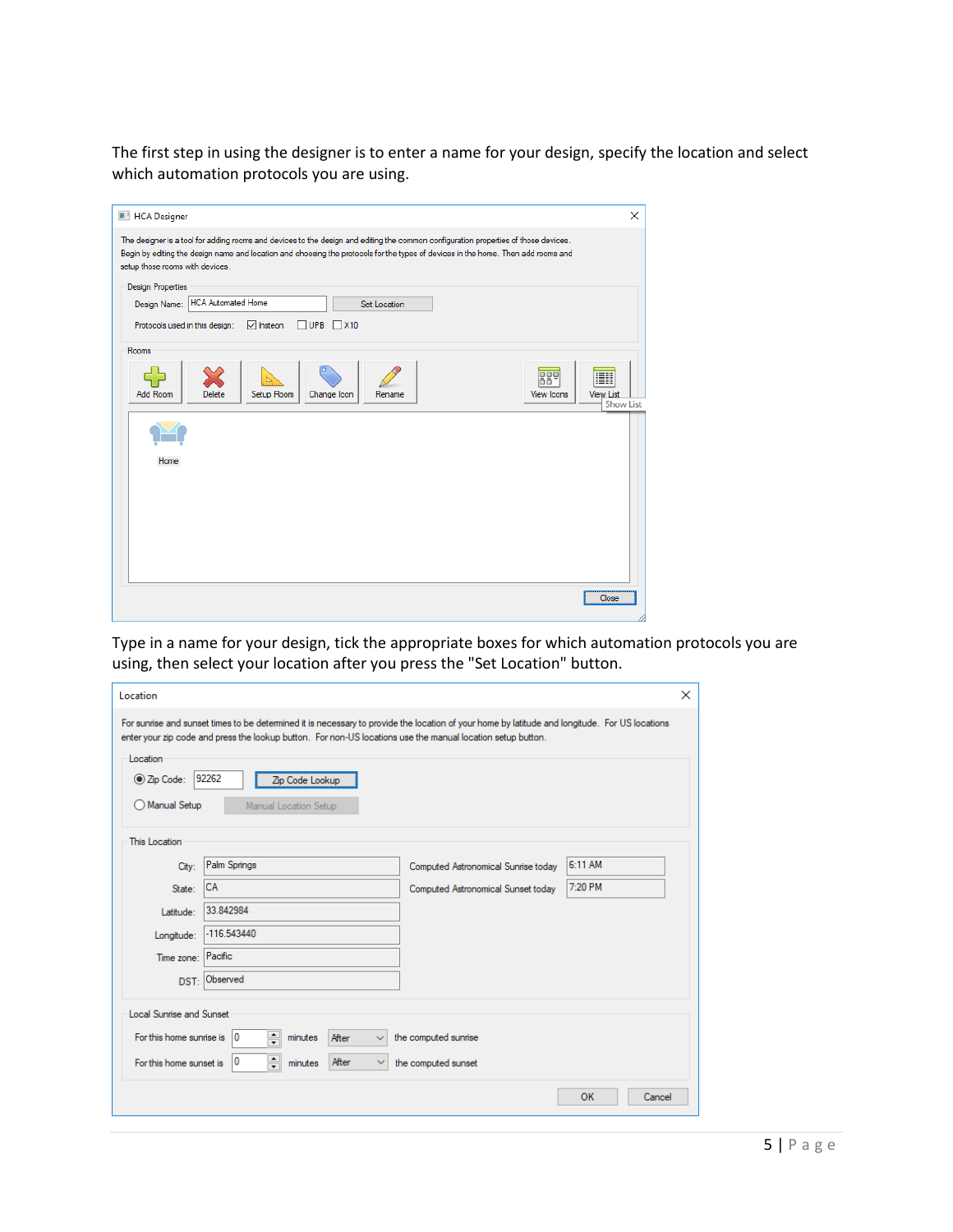The first step in using the designer is to enter a name for your design, specify the location and select which automation protocols you are using.

Type in a name for your design, tick the appropriate boxes for which automation protocols you are using, then select your location after you press the "Set Location" button.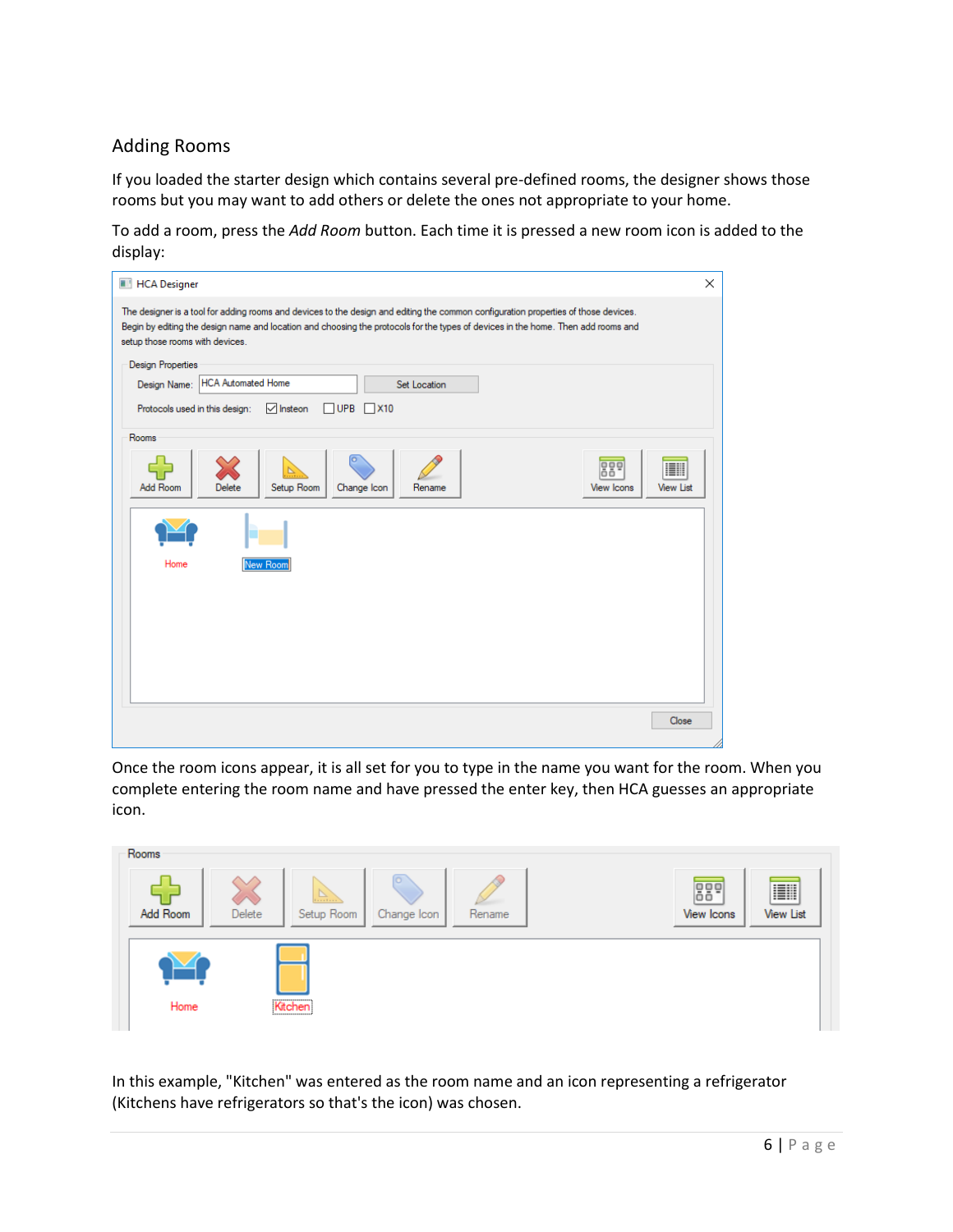## Adding Rooms

If you loaded the starter design which contains several pre-defined rooms, the designer shows those rooms but you may want to add others or delete the ones not appropriate to your home.

To add a room, press the *Add Room* button. Each time it is pressed a new room icon is added to the display:

Once the room icons appear, it is all set for you to type in the name you want for the room. When you complete entering the room name and have pressed the enter key, then HCA guesses an appropriate icon.

In this example, "Kitchen" was entered as the room name and an icon representing a refrigerator (Kitchens have refrigerators so that's the icon) was chosen.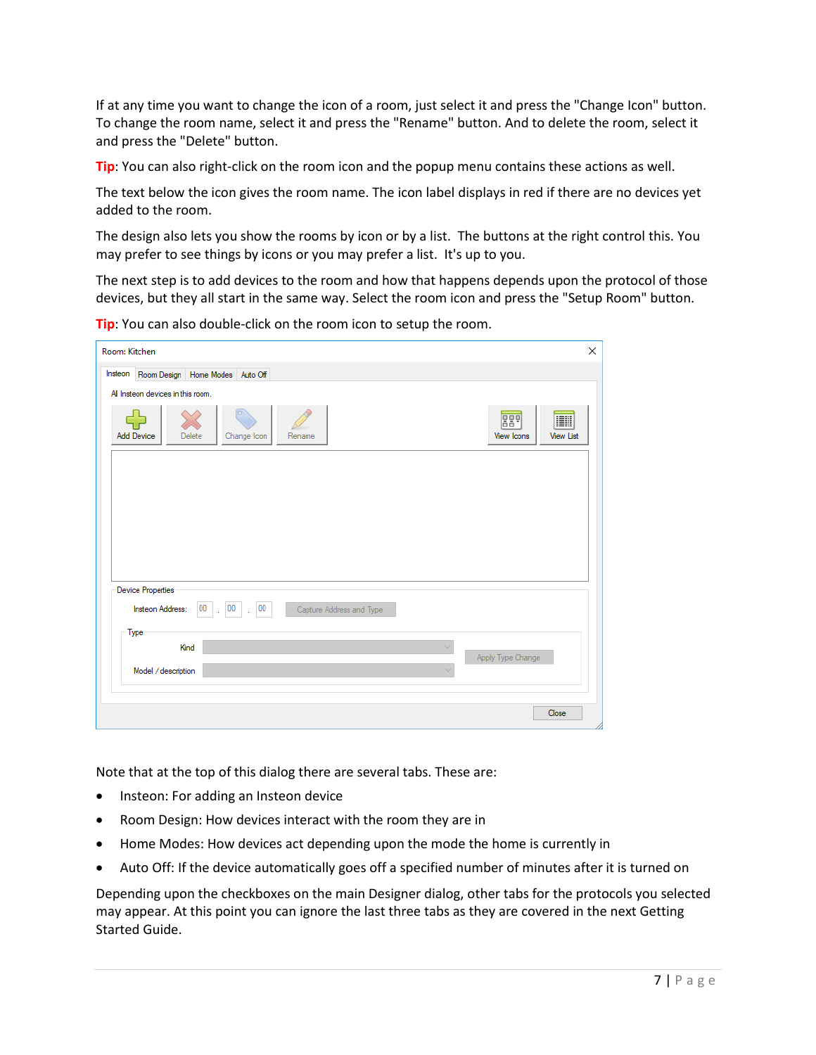If at any time you want to change the icon of a room, just select it and press the "Change Icon" button. To change the room name, select it and press the "Rename" button. And to delete the room, select it and press the "Delete" button.

**Tip**: You can also right-click on the room icon and the popup menu contains these actions as well.

The text below the icon gives the room name. The icon label displays in red if there are no devices yet added to the room.

The design also lets you show the rooms by icon or by a list. The buttons at the right control this. You may prefer to see things by icons or you may prefer a list. It's up to you.

The next step is to add devices to the room and how that happens depends upon the protocol of those devices, but they all start in the same way. Select the room icon and press the "Setup Room" button.

**Tip**: You can also double-click on the room icon to setup the room.

Note that at the top of this dialog there are several tabs. These are:

- Insteon: For adding an Insteon device
- Room Design: How devices interact with the room they are in
- Home Modes: How devices act depending upon the mode the home is currently in
- Auto Off: If the device automatically goes off a specified number of minutes after it is turned on

Depending upon the checkboxes on the main Designer dialog, other tabs for the protocols you selected may appear. At this point you can ignore the last three tabs as they are covered in the next Getting Started Guide.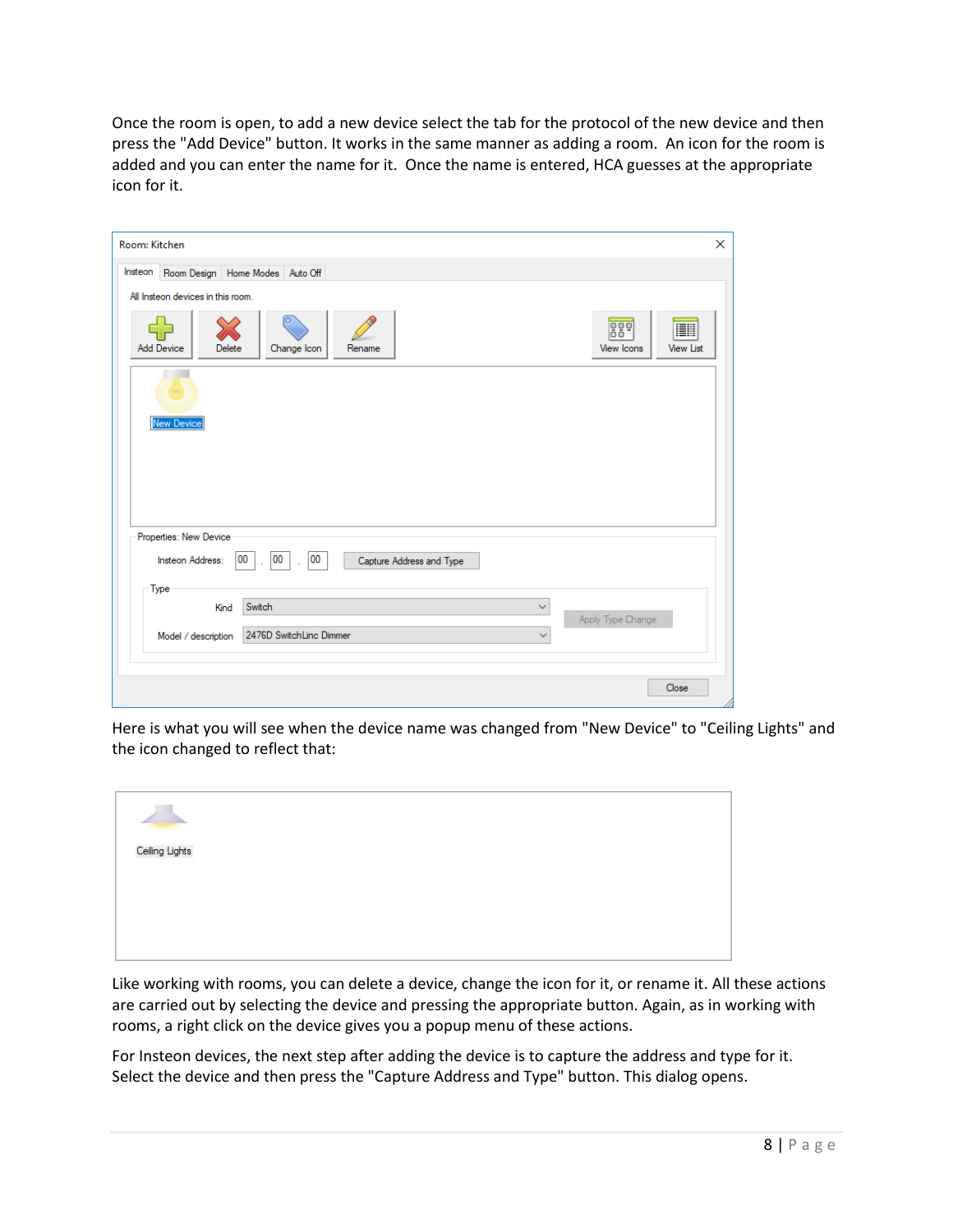Once the room is open, to add a new device select the tab for the protocol of the new device and then press the "Add Device" button. It works in the same manner as adding a room. An icon for the room is added and you can enter the name for it. Once the name is entered, HCA guesses at the appropriate icon for it.

Here is what you will see when the device name was changed from "New Device" to "Ceiling Lights" and the icon changed to reflect that:

Like working with rooms, you can delete a device, change the icon for it, or rename it. All these actions are carried out by selecting the device and pressing the appropriate button. Again, as in working with rooms, a right click on the device gives you a popup menu of these actions.

For Insteon devices, the next step after adding the device is to capture the address and type for it. Select the device and then press the "Capture Address and Type" button. This dialog opens.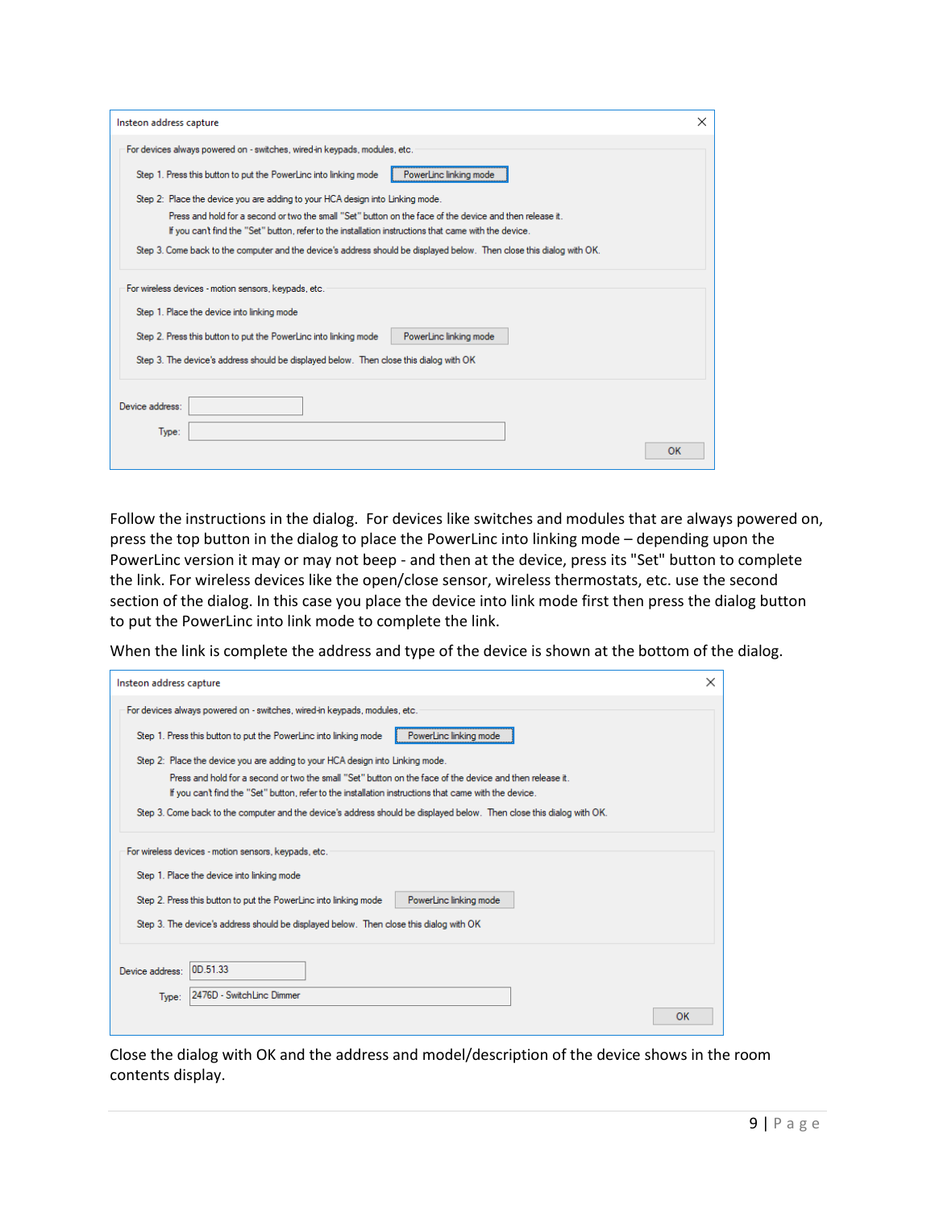Insteon address capture

For devices always powered on - switches, wired-in keypads, modules, etc.

Step 1. Press this button to put the PowerLinc into linking mode [PowerLinc linking mode]

Step 2: Place the device you are adding to your HCA design into Linking mode.
Press and hold for a second or two the small "Set" button on the face of the device and then release it.
If you can't find the "Set" button, refer to the installation instructions that came with the device.

Step 3. Come back to the computer and the device's address should be displayed below. Then close this dialog with OK.

For wireless devices - motion sensors, keypads, etc.

Step 1. Place the device into linking mode

Step 2. Press this button to put the PowerLinc into linking mode [PowerLinc linking mode]

Step 3. The device's address should be displayed below. Then close this dialog with OK

Device address:

Type:

OK

Follow the instructions in the dialog. For devices like switches and modules that are always powered on, press the top button in the dialog to place the PowerLinc into linking mode – depending upon the PowerLinc version it may or may not beep - and then at the device, press its "Set" button to complete the link. For wireless devices like the open/close sensor, wireless thermostats, etc. use the second section of the dialog. In this case you place the device into link mode first then press the dialog button to put the PowerLinc into link mode to complete the link.

When the link is complete the address and type of the device is shown at the bottom of the dialog.

Insteon address capture

For devices always powered on - switches, wired-in keypads, modules, etc.

Step 1. Press this button to put the PowerLinc into linking mode [PowerLinc linking mode]

Step 2: Place the device you are adding to your HCA design into Linking mode.
Press and hold for a second or two the small "Set" button on the face of the device and then release it.
If you can't find the "Set" button, refer to the installation instructions that came with the device.

Step 3. Come back to the computer and the device's address should be displayed below. Then close this dialog with OK.

For wireless devices - motion sensors, keypads, etc.

Step 1. Place the device into linking mode

Step 2. Press this button to put the PowerLinc into linking mode [PowerLinc linking mode]

Step 3. The device's address should be displayed below. Then close this dialog with OK

Device address: 0D.51.33

Type: 2476D - SwitchLinc Dimmer

OK

Close the dialog with OK and the address and model/description of the device shows in the room contents display.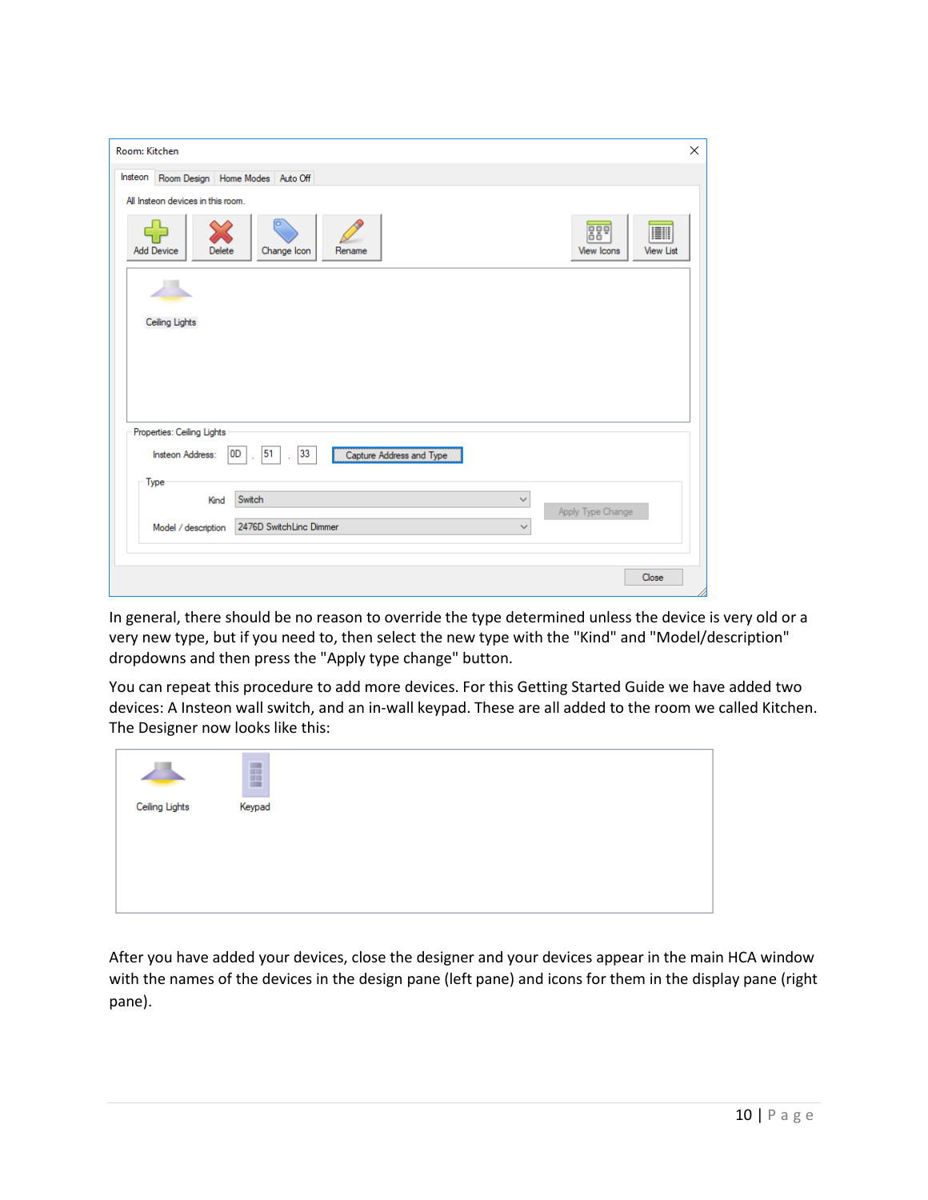In general, there should be no reason to override the type determined unless the device is very old or a very new type, but if you need to, then select the new type with the "Kind" and "Model/description" dropdowns and then press the "Apply type change" button.

You can repeat this procedure to add more devices. For this Getting Started Guide we have added two devices: A Insteon wall switch, and an in-wall keypad. These are all added to the room we called Kitchen. The Designer now looks like this:

After you have added your devices, close the designer and your devices appear in the main HCA window with the names of the devices in the design pane (left pane) and icons for them in the display pane (right pane).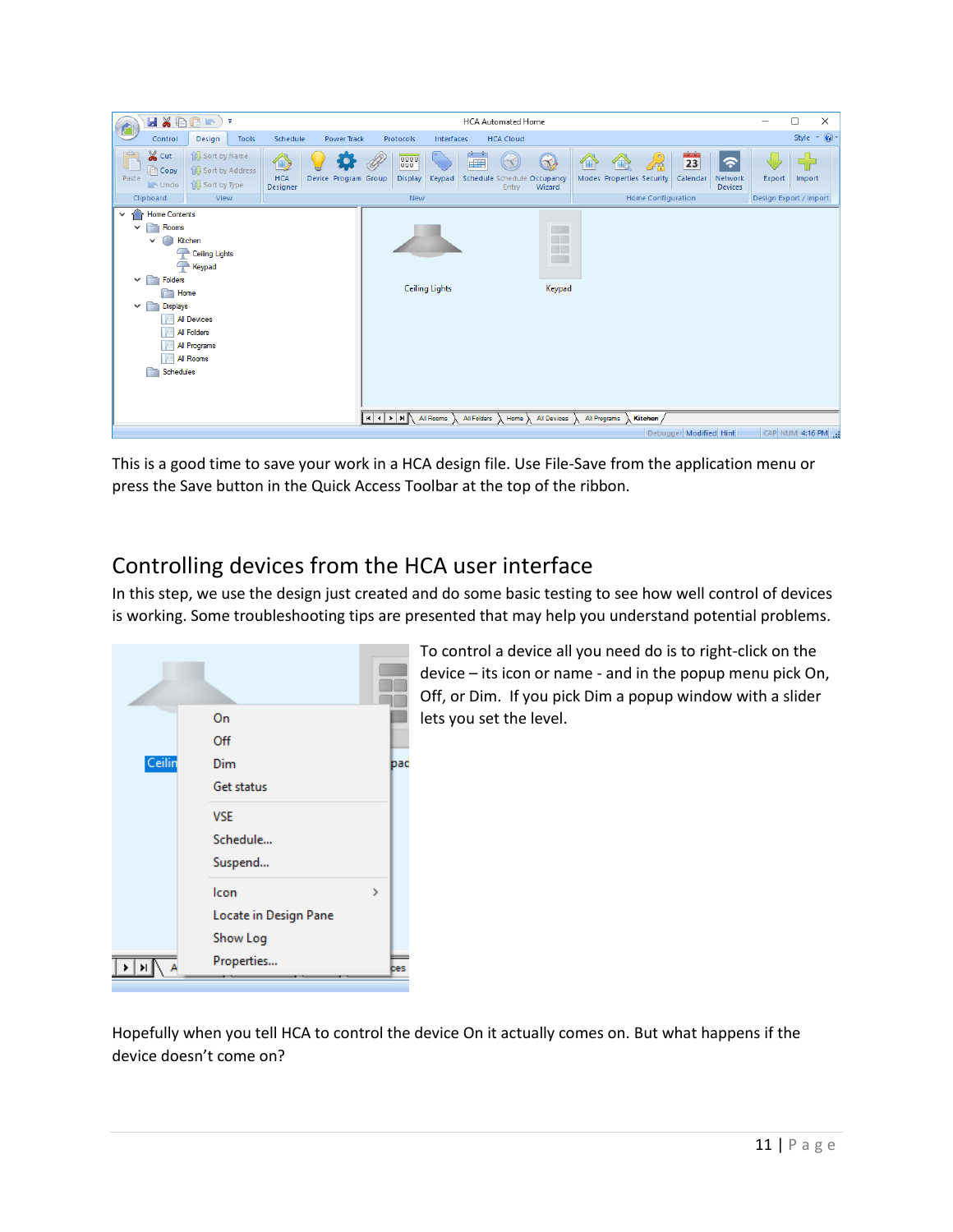This is a good time to save your work in a HCA design file. Use File-Save from the application menu or press the Save button in the Quick Access Toolbar at the top of the ribbon.

## Controlling devices from the HCA user interface

In this step, we use the design just created and do some basic testing to see how well control of devices is working. Some troubleshooting tips are presented that may help you understand potential problems.

To control a device all you need do is to right-click on the device – its icon or name - and in the popup menu pick On, Off, or Dim. If you pick Dim a popup window with a slider lets you set the level.

Hopefully when you tell HCA to control the device On it actually comes on. But what happens if the device doesn't come on?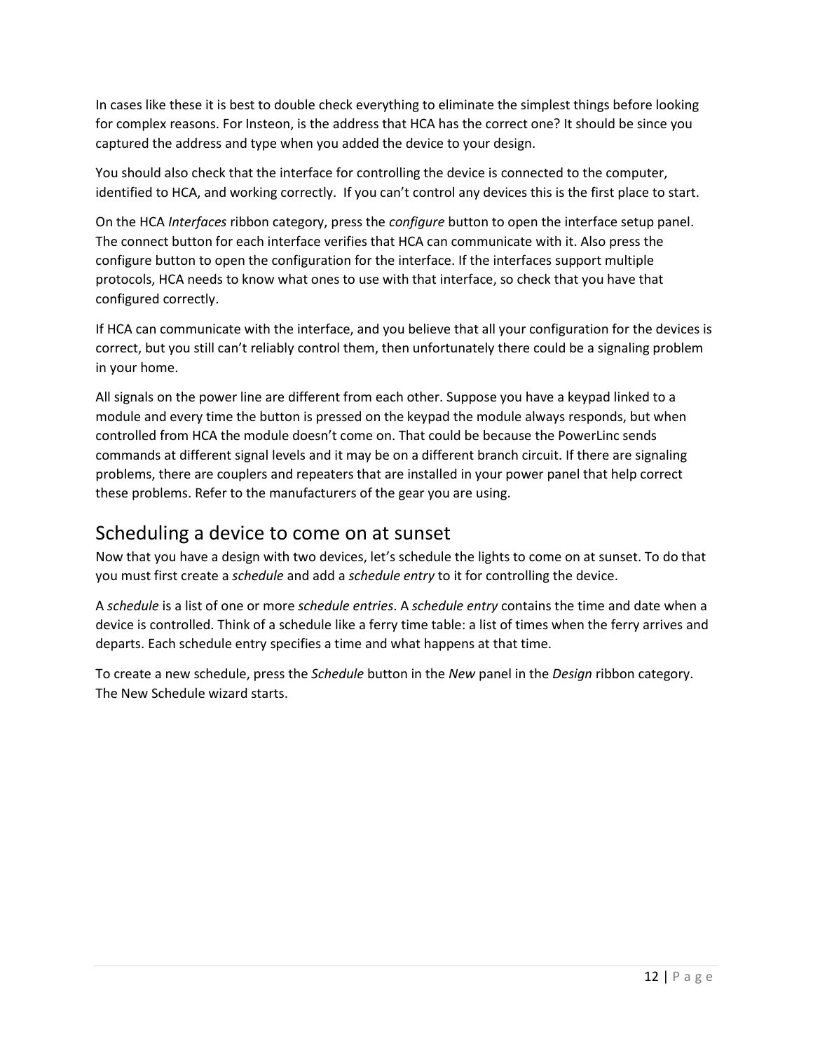In cases like these it is best to double check everything to eliminate the simplest things before looking for complex reasons. For Insteon, is the address that HCA has the correct one? It should be since you captured the address and type when you added the device to your design.

You should also check that the interface for controlling the device is connected to the computer, identified to HCA, and working correctly. If you can't control any devices this is the first place to start.

On the HCA *Interfaces* ribbon category, press the *configure* button to open the interface setup panel. The connect button for each interface verifies that HCA can communicate with it. Also press the configure button to open the configuration for the interface. If the interfaces support multiple protocols, HCA needs to know what ones to use with that interface, so check that you have that configured correctly.

If HCA can communicate with the interface, and you believe that all your configuration for the devices is correct, but you still can't reliably control them, then unfortunately there could be a signaling problem in your home.

All signals on the power line are different from each other. Suppose you have a keypad linked to a module and every time the button is pressed on the keypad the module always responds, but when controlled from HCA the module doesn't come on. That could be because the PowerLinc sends commands at different signal levels and it may be on a different branch circuit. If there are signaling problems, there are couplers and repeaters that are installed in your power panel that help correct these problems. Refer to the manufacturers of the gear you are using.

## Scheduling a device to come on at sunset

Now that you have a design with two devices, let's schedule the lights to come on at sunset. To do that you must first create a *schedule* and add a *schedule entry* to it for controlling the device.

A *schedule* is a list of one or more *schedule entries*. A *schedule entry* contains the time and date when a device is controlled. Think of a schedule like a ferry time table: a list of times when the ferry arrives and departs. Each schedule entry specifies a time and what happens at that time.

To create a new schedule, press the *Schedule* button in the *New* panel in the *Design* ribbon category. The New Schedule wizard starts.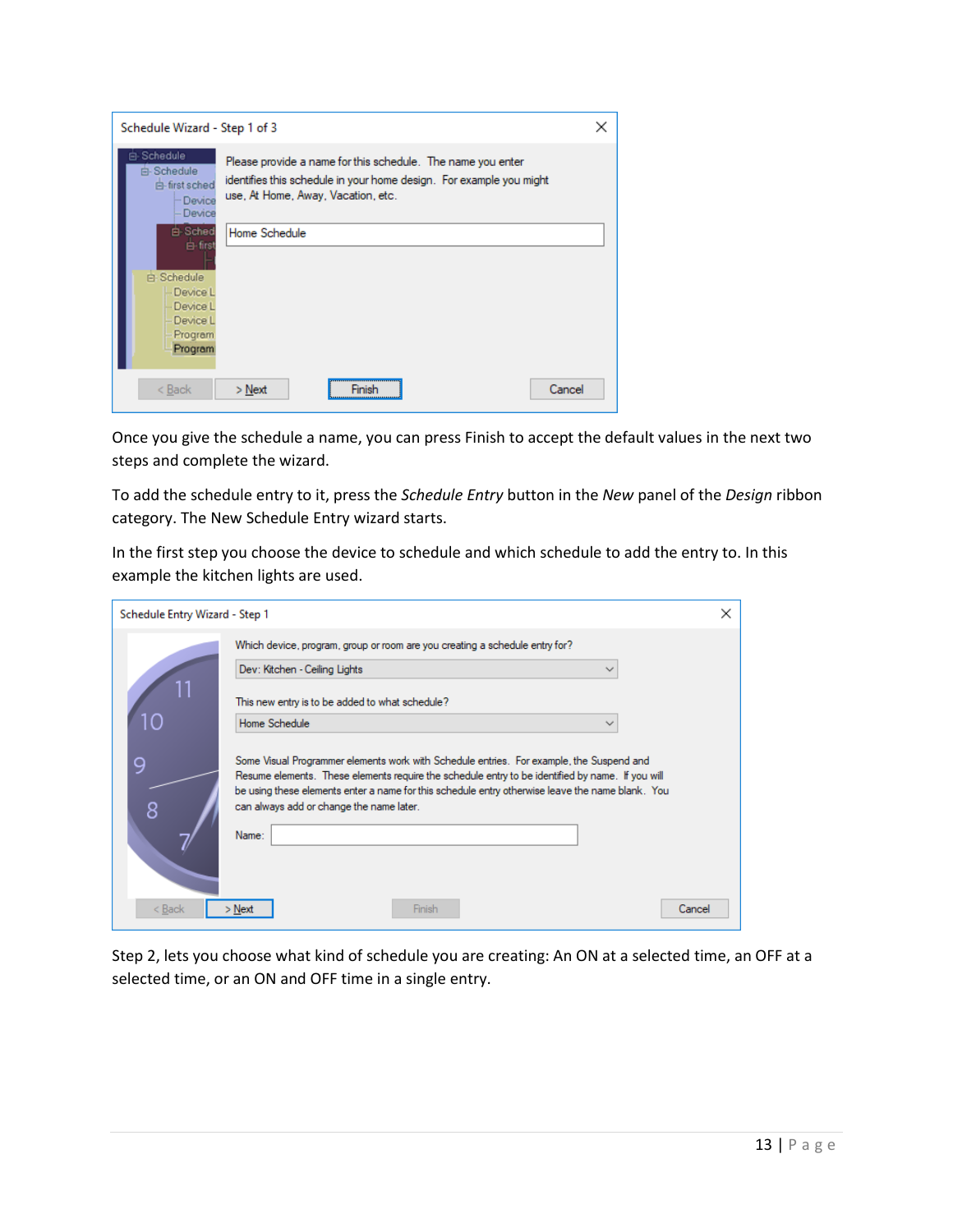Once you give the schedule a name, you can press Finish to accept the default values in the next two steps and complete the wizard.

To add the schedule entry to it, press the *Schedule Entry* button in the *New* panel of the *Design* ribbon category. The New Schedule Entry wizard starts.

In the first step you choose the device to schedule and which schedule to add the entry to. In this example the kitchen lights are used.

Step 2, lets you choose what kind of schedule you are creating: An ON at a selected time, an OFF at a selected time, or an ON and OFF time in a single entry.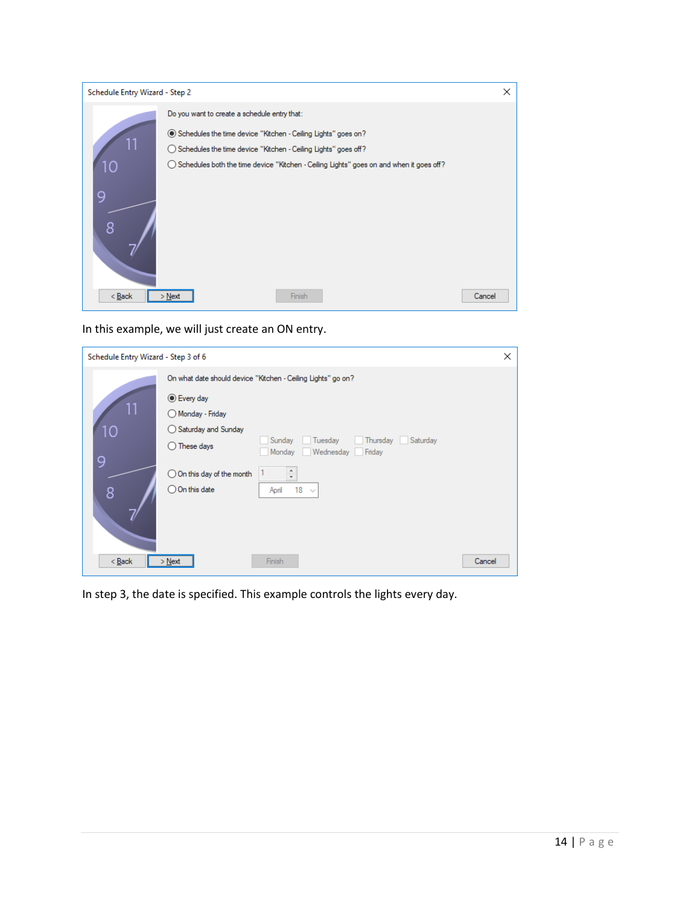Schedule Entry Wizard - Step 2

Do you want to create a schedule entry that:

- (selected) Schedules the time device "Kitchen - Ceiling Lights" goes on?
- Schedules the time device "Kitchen - Ceiling Lights" goes off?
- Schedules both the time device "Kitchen - Ceiling Lights" goes on and when it goes off?

< Back | > Next | Finish | Cancel

In this example, we will just create an ON entry.

Schedule Entry Wizard - Step 3 of 6

On what date should device "Kitchen - Ceiling Lights" go on?

- (selected) Every day
- Monday - Friday
- Saturday and Sunday
- These days: Sunday, Monday, Tuesday, Wednesday, Thursday, Friday, Saturday
- On this day of the month: 1
- On this date: April 18

< Back | > Next | Finish | Cancel

In step 3, the date is specified. This example controls the lights every day.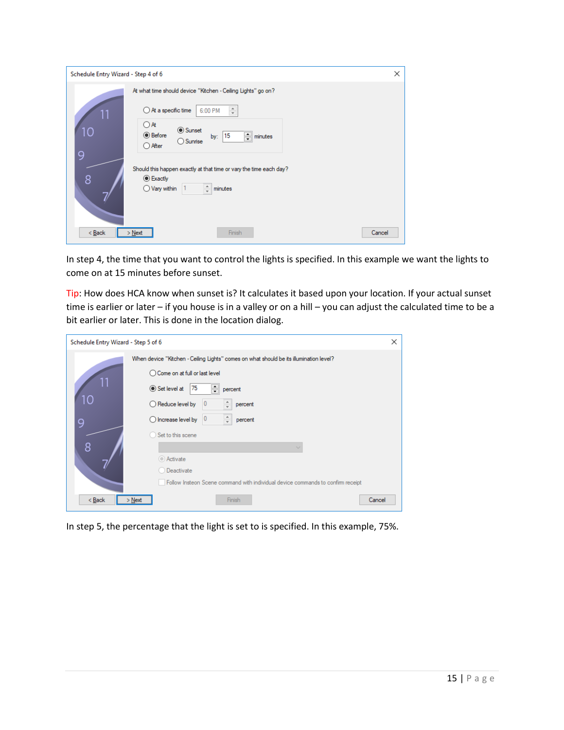In step 4, the time that you want to control the lights is specified. In this example we want the lights to come on at 15 minutes before sunset.

Tip: How does HCA know when sunset is? It calculates it based upon your location. If your actual sunset time is earlier or later – if you house is in a valley or on a hill – you can adjust the calculated time to be a bit earlier or later. This is done in the location dialog.

In step 5, the percentage that the light is set to is specified. In this example, 75%.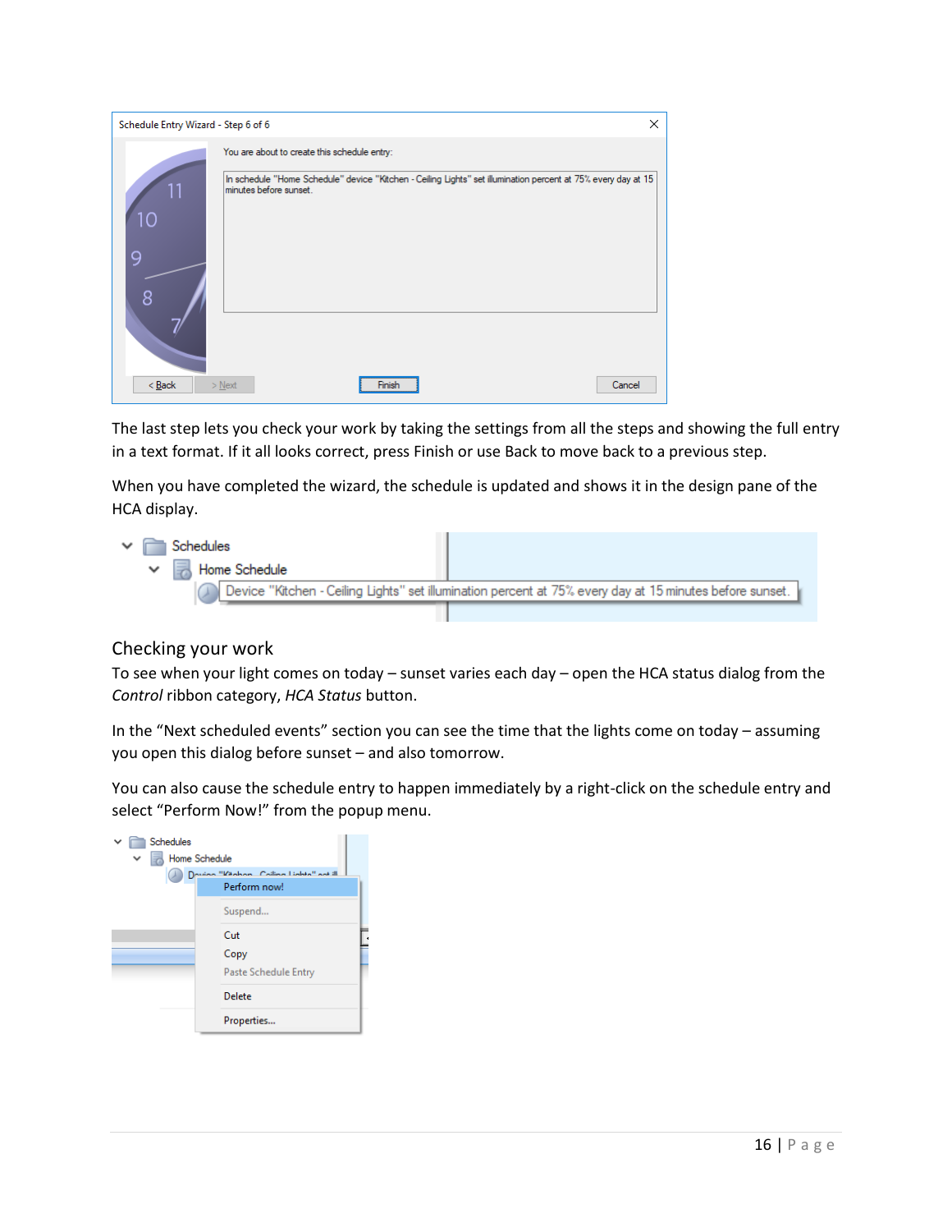The last step lets you check your work by taking the settings from all the steps and showing the full entry in a text format. If it all looks correct, press Finish or use Back to move back to a previous step.

When you have completed the wizard, the schedule is updated and shows it in the design pane of the HCA display.

## Checking your work

To see when your light comes on today – sunset varies each day – open the HCA status dialog from the *Control* ribbon category, *HCA Status* button.

In the “Next scheduled events” section you can see the time that the lights come on today – assuming you open this dialog before sunset – and also tomorrow.

You can also cause the schedule entry to happen immediately by a right-click on the schedule entry and select “Perform Now!” from the popup menu.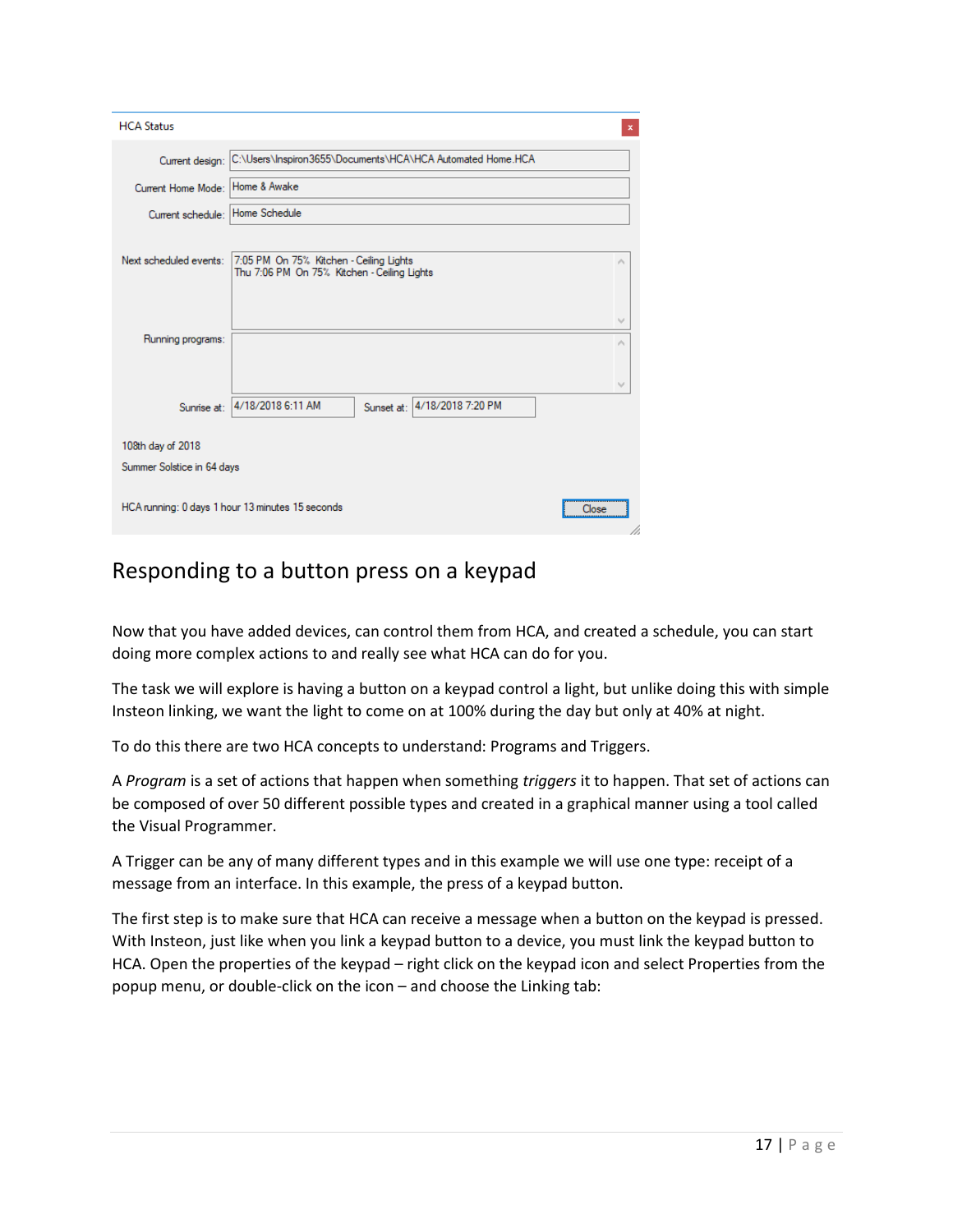## Responding to a button press on a keypad

Now that you have added devices, can control them from HCA, and created a schedule, you can start doing more complex actions to and really see what HCA can do for you.

The task we will explore is having a button on a keypad control a light, but unlike doing this with simple Insteon linking, we want the light to come on at 100% during the day but only at 40% at night.

To do this there are two HCA concepts to understand: Programs and Triggers.

A *Program* is a set of actions that happen when something *triggers* it to happen. That set of actions can be composed of over 50 different possible types and created in a graphical manner using a tool called the Visual Programmer.

A Trigger can be any of many different types and in this example we will use one type: receipt of a message from an interface. In this example, the press of a keypad button.

The first step is to make sure that HCA can receive a message when a button on the keypad is pressed. With Insteon, just like when you link a keypad button to a device, you must link the keypad button to HCA. Open the properties of the keypad – right click on the keypad icon and select Properties from the popup menu, or double-click on the icon – and choose the Linking tab: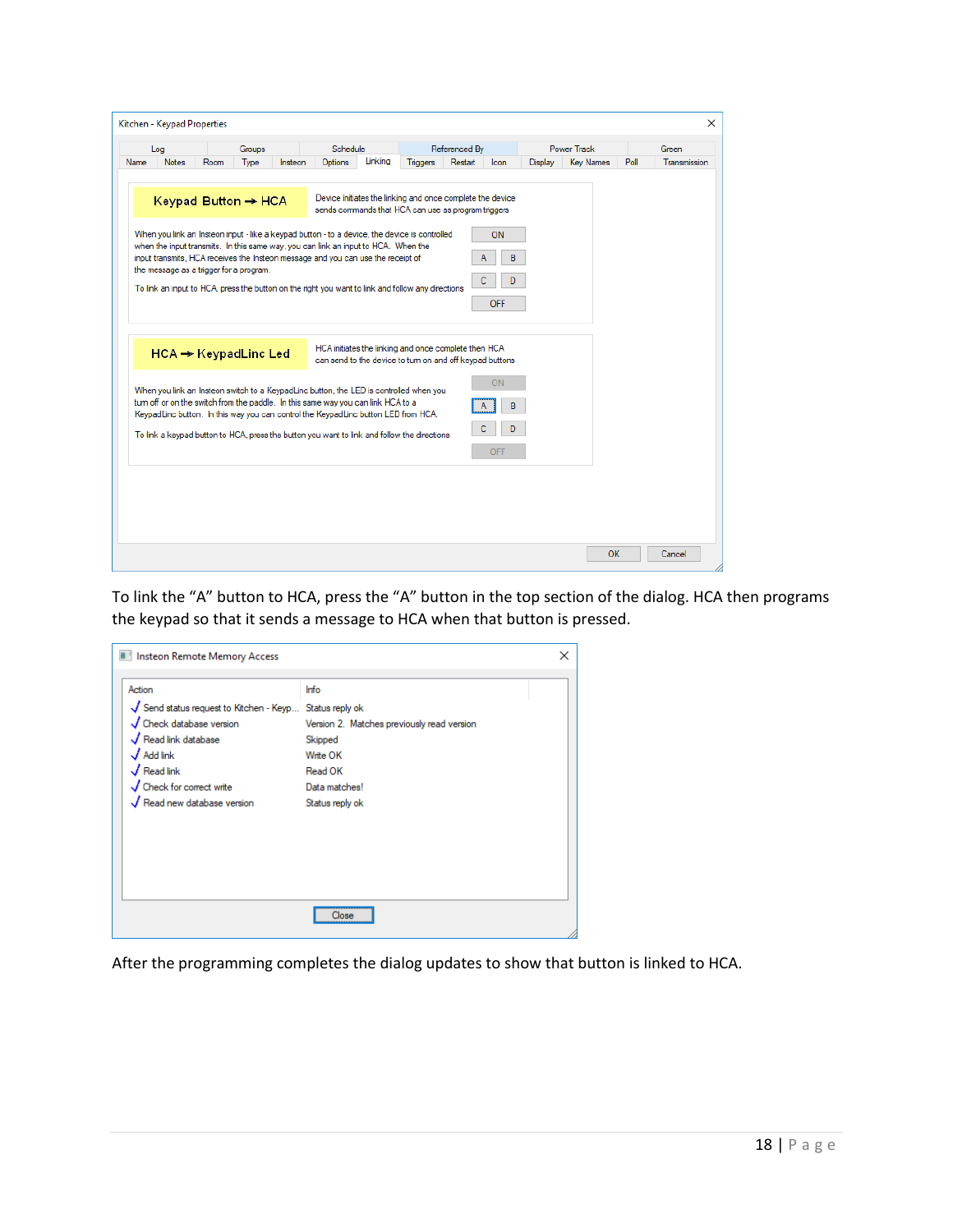To link the “A” button to HCA, press the “A” button in the top section of the dialog. HCA then programs the keypad so that it sends a message to HCA when that button is pressed.

After the programming completes the dialog updates to show that button is linked to HCA.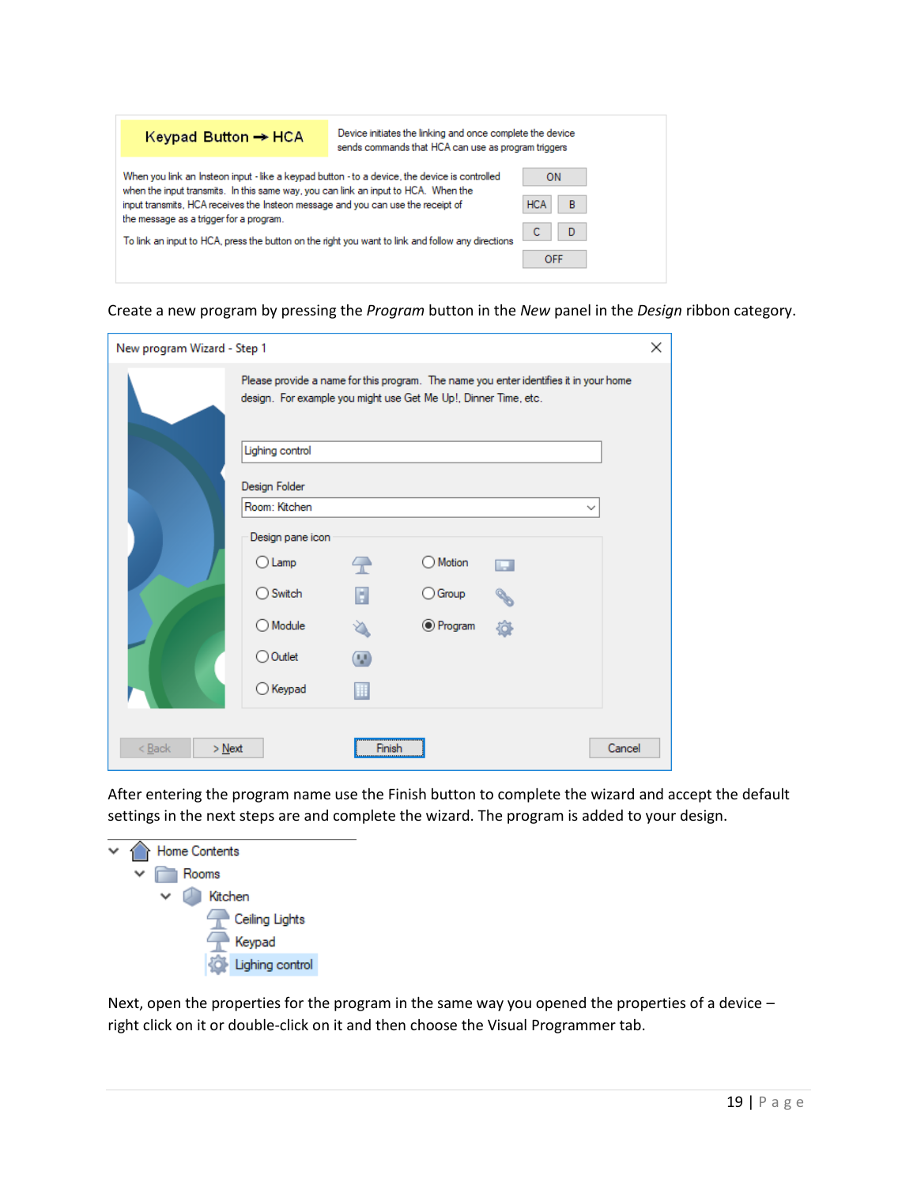| Keypad Button → HCA | Device initiates the linking and once complete the device sends commands that HCA can use as program triggers |
|---|---|

When you link an Insteon input - like a keypad button - to a device, the device is controlled when the input transmits. In this same way, you can link an input to HCA. When the input transmits, HCA receives the Insteon message and you can use the receipt of the message as a trigger for a program.

To link an input to HCA, press the button on the right you want to link and follow any directions

ON | HCA | B | C | D | OFF

Create a new program by pressing the *Program* button in the *New* panel in the *Design* ribbon category.

New program Wizard - Step 1

Please provide a name for this program. The name you enter identifies it in your home design. For example you might use Get Me Up!, Dinner Time, etc.

Lighing control

Design Folder

Room: Kitchen

Design pane icon

- Lamp
- Switch
- Module
- Outlet
- Keypad
- Motion
- Group
- Program (selected)

< Back | > Next | Finish | Cancel

After entering the program name use the Finish button to complete the wizard and accept the default settings in the next steps are and complete the wizard. The program is added to your design.

- Home Contents
  - Rooms
    - Kitchen
      - Ceiling Lights
      - Keypad
      - Lighing control

Next, open the properties for the program in the same way you opened the properties of a device – right click on it or double-click on it and then choose the Visual Programmer tab.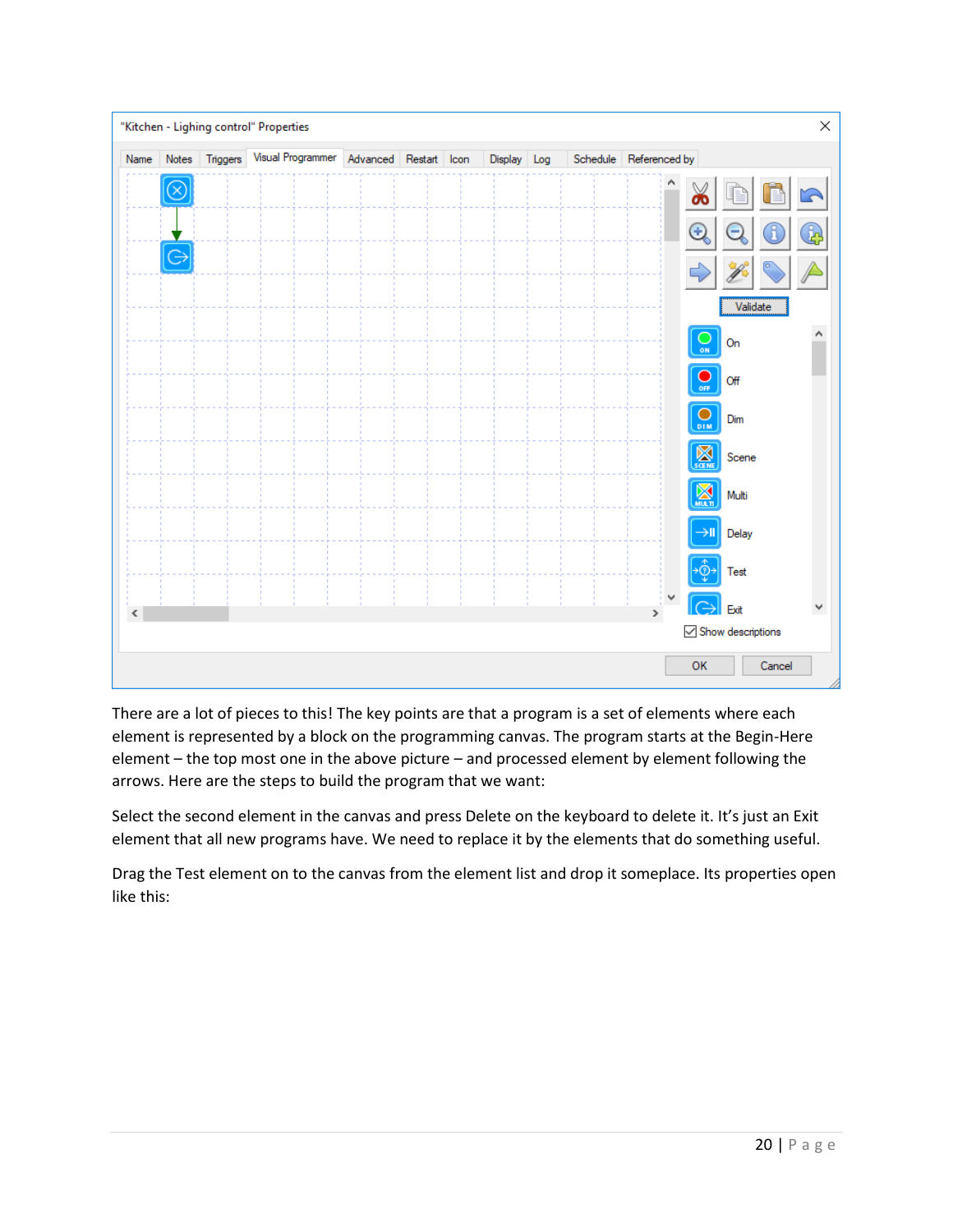There are a lot of pieces to this! The key points are that a program is a set of elements where each element is represented by a block on the programming canvas. The program starts at the Begin-Here element – the top most one in the above picture – and processed element by element following the arrows. Here are the steps to build the program that we want:

Select the second element in the canvas and press Delete on the keyboard to delete it. It's just an Exit element that all new programs have. We need to replace it by the elements that do something useful.

Drag the Test element on to the canvas from the element list and drop it someplace. Its properties open like this: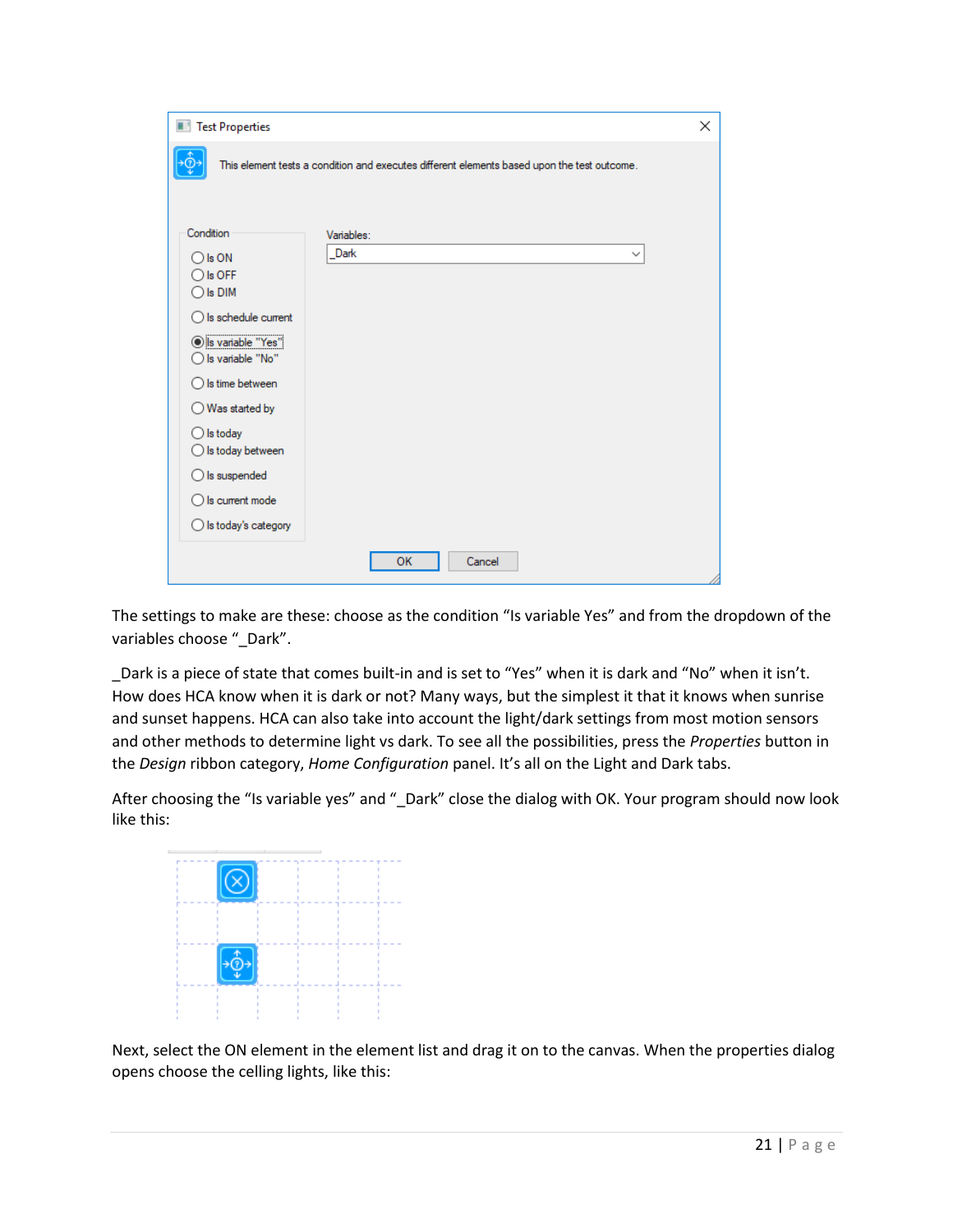The settings to make are these: choose as the condition “Is variable Yes” and from the dropdown of the variables choose “_Dark”.

_Dark is a piece of state that comes built-in and is set to “Yes” when it is dark and “No” when it isn’t. How does HCA know when it is dark or not? Many ways, but the simplest it that it knows when sunrise and sunset happens. HCA can also take into account the light/dark settings from most motion sensors and other methods to determine light vs dark. To see all the possibilities, press the *Properties* button in the *Design* ribbon category, *Home Configuration* panel. It’s all on the Light and Dark tabs.

After choosing the “Is variable yes” and “_Dark” close the dialog with OK. Your program should now look like this:

Next, select the ON element in the element list and drag it on to the canvas. When the properties dialog opens choose the celling lights, like this: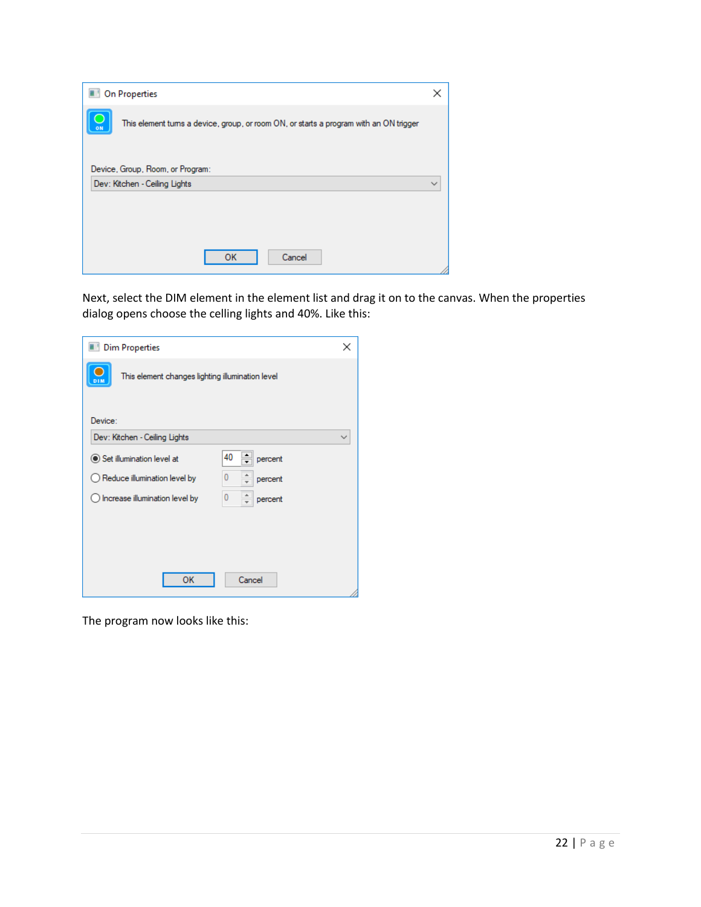On Properties

This element turns a device, group, or room ON, or starts a program with an ON trigger

Device, Group, Room, or Program:

Dev: Kitchen - Ceiling Lights

OK Cancel

Next, select the DIM element in the element list and drag it on to the canvas. When the properties dialog opens choose the celling lights and 40%. Like this:

Dim Properties

This element changes lighting illumination level

Device:

Dev: Kitchen - Ceiling Lights

- Set illumination level at 40 percent
- Reduce illumination level by 0 percent
- Increase illumination level by 0 percent

OK Cancel

The program now looks like this: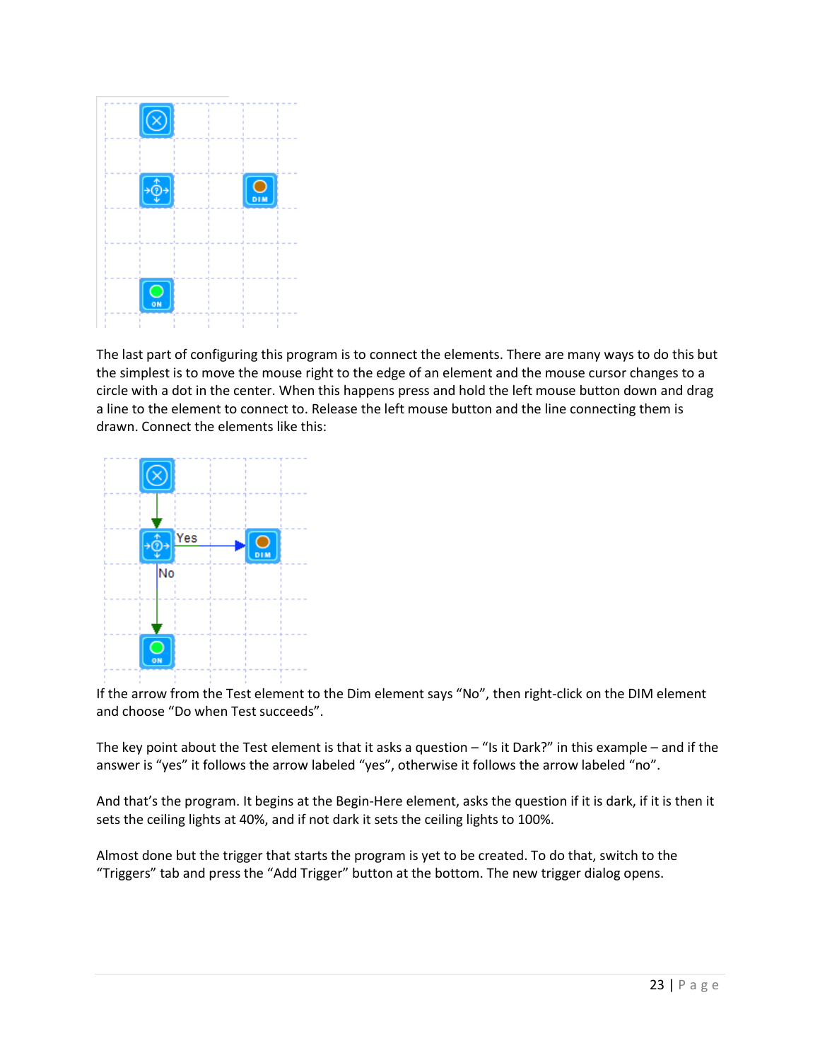The last part of configuring this program is to connect the elements. There are many ways to do this but the simplest is to move the mouse right to the edge of an element and the mouse cursor changes to a circle with a dot in the center. When this happens press and hold the left mouse button down and drag a line to the element to connect to. Release the left mouse button and the line connecting them is drawn. Connect the elements like this:

If the arrow from the Test element to the Dim element says "No", then right-click on the DIM element and choose "Do when Test succeeds".

The key point about the Test element is that it asks a question – "Is it Dark?" in this example – and if the answer is "yes" it follows the arrow labeled "yes", otherwise it follows the arrow labeled "no".

And that's the program. It begins at the Begin-Here element, asks the question if it is dark, if it is then it sets the ceiling lights at 40%, and if not dark it sets the ceiling lights to 100%.

Almost done but the trigger that starts the program is yet to be created. To do that, switch to the "Triggers" tab and press the "Add Trigger" button at the bottom. The new trigger dialog opens.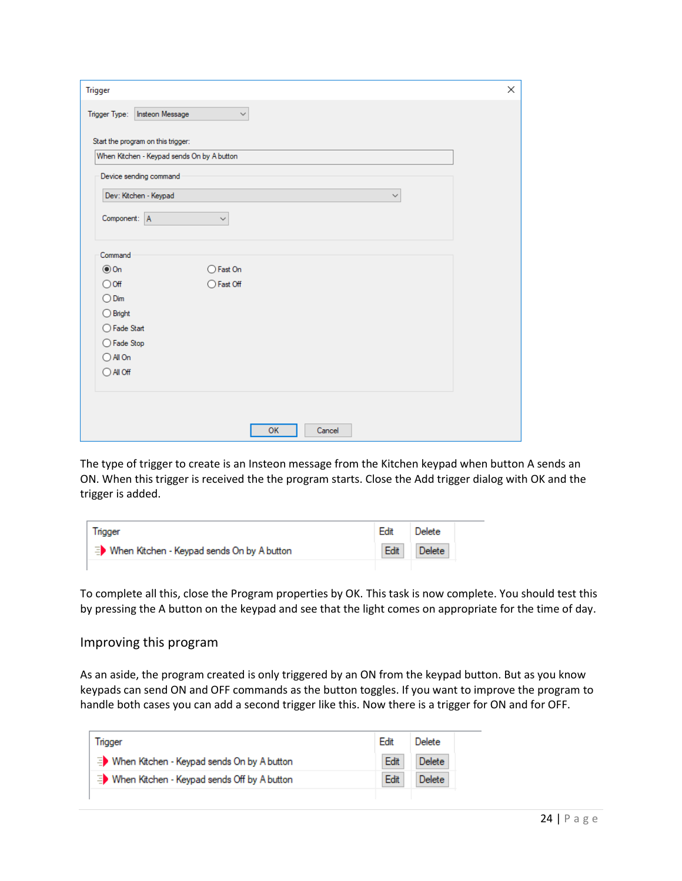Trigger

Trigger Type: Insteon Message

Start the program on this trigger:

When Kitchen - Keypad sends On by A button

Device sending command

Dev: Kitchen - Keypad

Component: A

Command

- (•) On
- ( ) Off
- ( ) Dim
- ( ) Bright
- ( ) Fade Start
- ( ) Fade Stop
- ( ) All On
- ( ) All Off
- ( ) Fast On
- ( ) Fast Off

OK Cancel

The type of trigger to create is an Insteon message from the Kitchen keypad when button A sends an ON. When this trigger is received the the program starts. Close the Add trigger dialog with OK and the trigger is added.

| Trigger | Edit | Delete |
| --- | --- | --- |
| When Kitchen - Keypad sends On by A button | Edit | Delete |

To complete all this, close the Program properties by OK. This task is now complete. You should test this by pressing the A button on the keypad and see that the light comes on appropriate for the time of day.

## Improving this program

As an aside, the program created is only triggered by an ON from the keypad button. But as you know keypads can send ON and OFF commands as the button toggles. If you want to improve the program to handle both cases you can add a second trigger like this. Now there is a trigger for ON and for OFF.

| Trigger | Edit | Delete |
| --- | --- | --- |
| When Kitchen - Keypad sends On by A button | Edit | Delete |
| When Kitchen - Keypad sends Off by A button | Edit | Delete |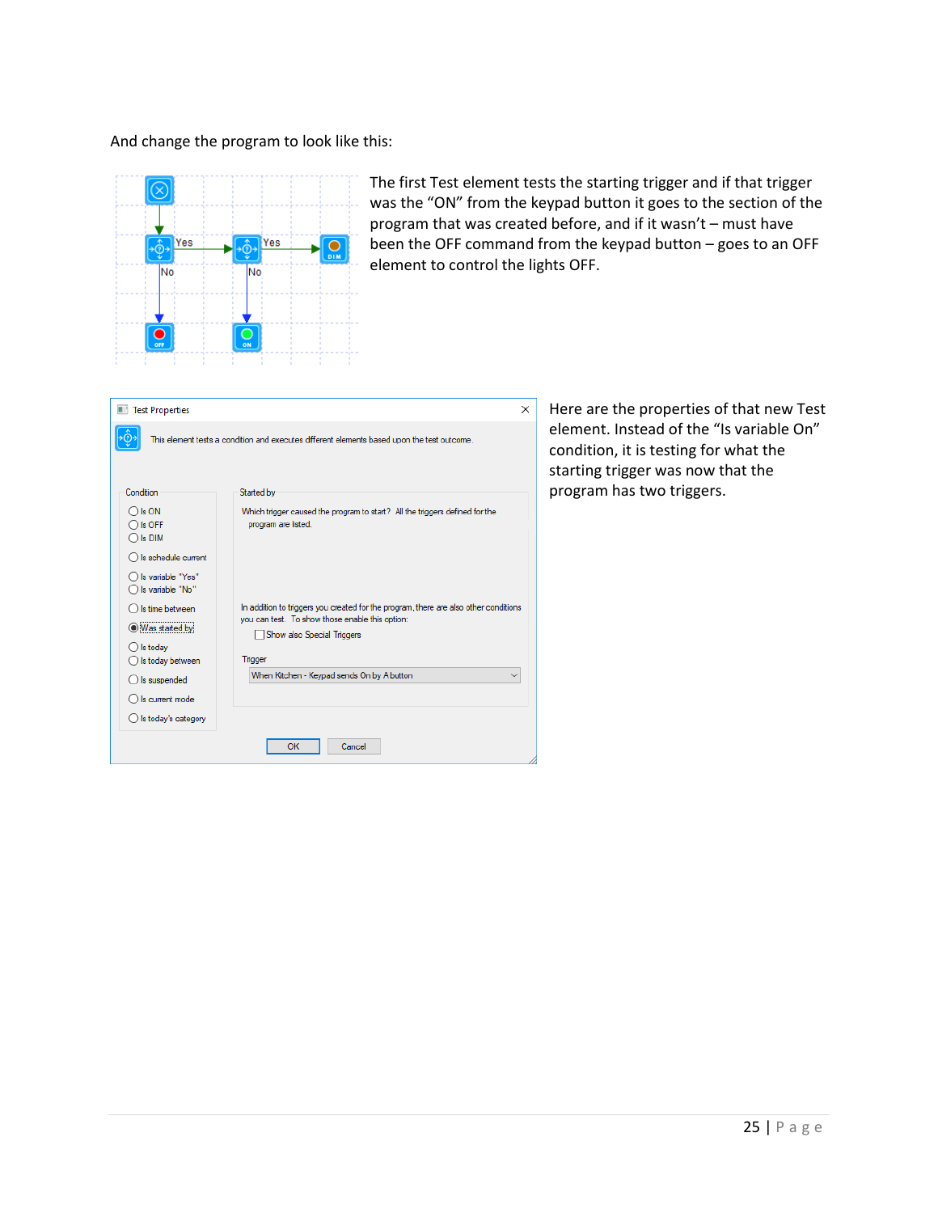And change the program to look like this:

The first Test element tests the starting trigger and if that trigger was the “ON” from the keypad button it goes to the section of the program that was created before, and if it wasn’t – must have been the OFF command from the keypad button – goes to an OFF element to control the lights OFF.

Here are the properties of that new Test element. Instead of the “Is variable On” condition, it is testing for what the starting trigger was now that the program has two triggers.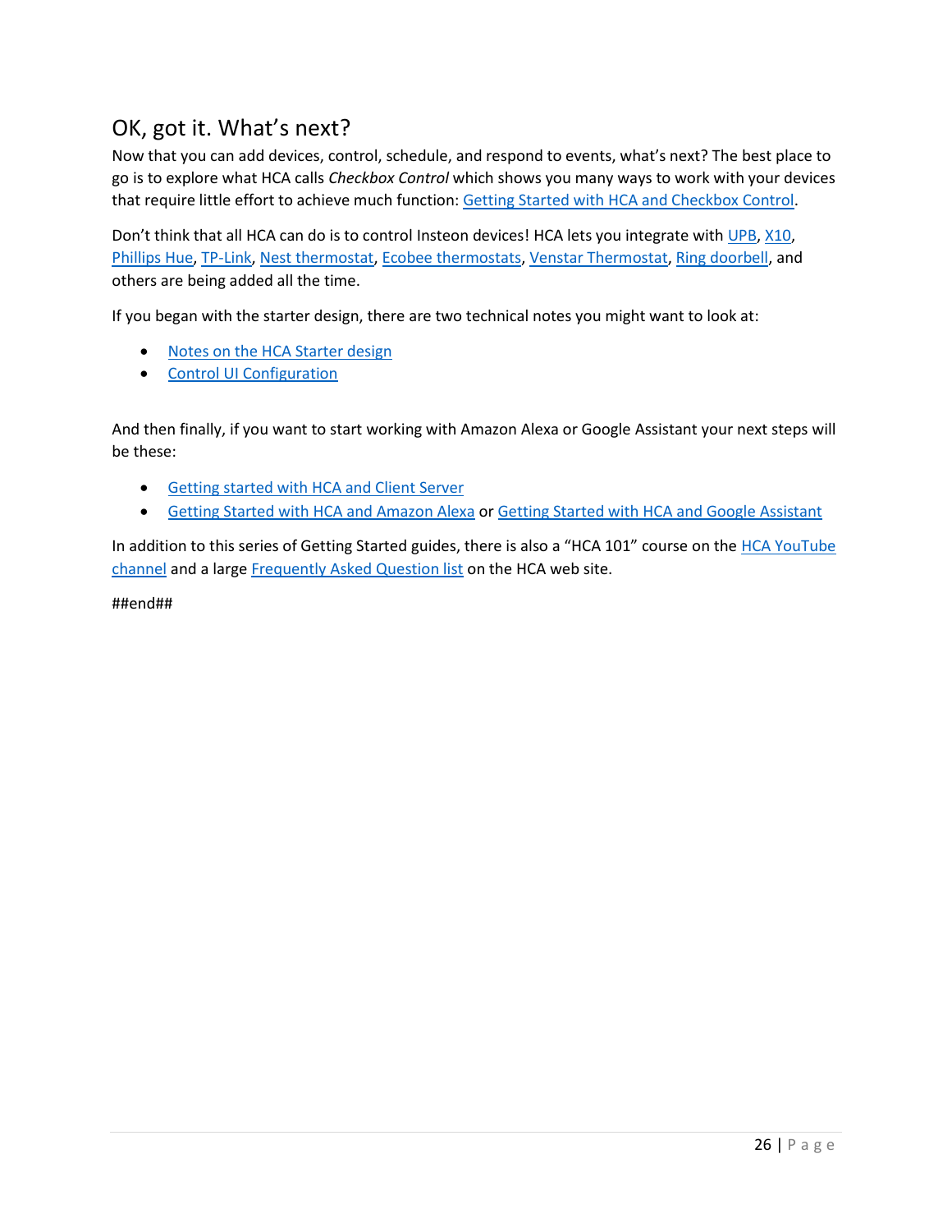## OK, got it. What's next?

Now that you can add devices, control, schedule, and respond to events, what's next? The best place to go is to explore what HCA calls *Checkbox Control* which shows you many ways to work with your devices that require little effort to achieve much function: Getting Started with HCA and Checkbox Control.

Don't think that all HCA can do is to control Insteon devices! HCA lets you integrate with UPB, X10, Phillips Hue, TP-Link, Nest thermostat, Ecobee thermostats, Venstar Thermostat, Ring doorbell, and others are being added all the time.

If you began with the starter design, there are two technical notes you might want to look at:

- Notes on the HCA Starter design
- Control UI Configuration

And then finally, if you want to start working with Amazon Alexa or Google Assistant your next steps will be these:

- Getting started with HCA and Client Server
- Getting Started with HCA and Amazon Alexa or Getting Started with HCA and Google Assistant

In addition to this series of Getting Started guides, there is also a "HCA 101" course on the HCA YouTube channel and a large Frequently Asked Question list on the HCA web site.

##end##